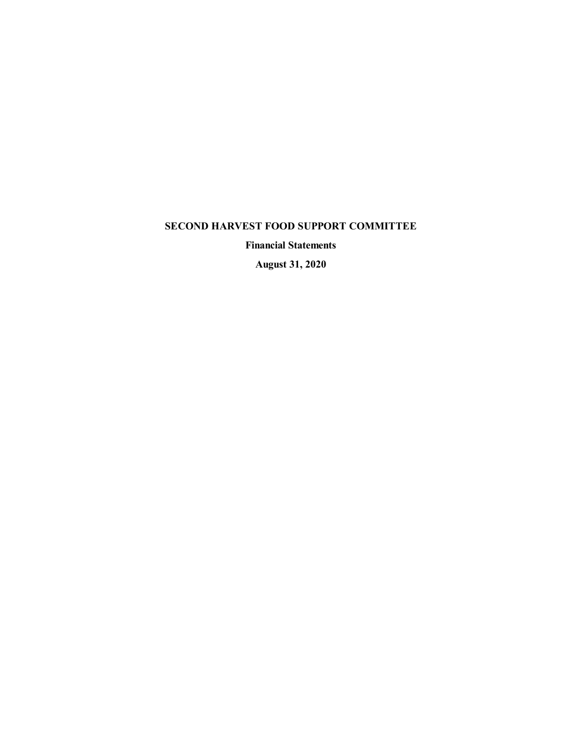# SECOND HARVEST FOOD SUPPORT COMMITTEE

**Financial Statements**

**August 31, 2020**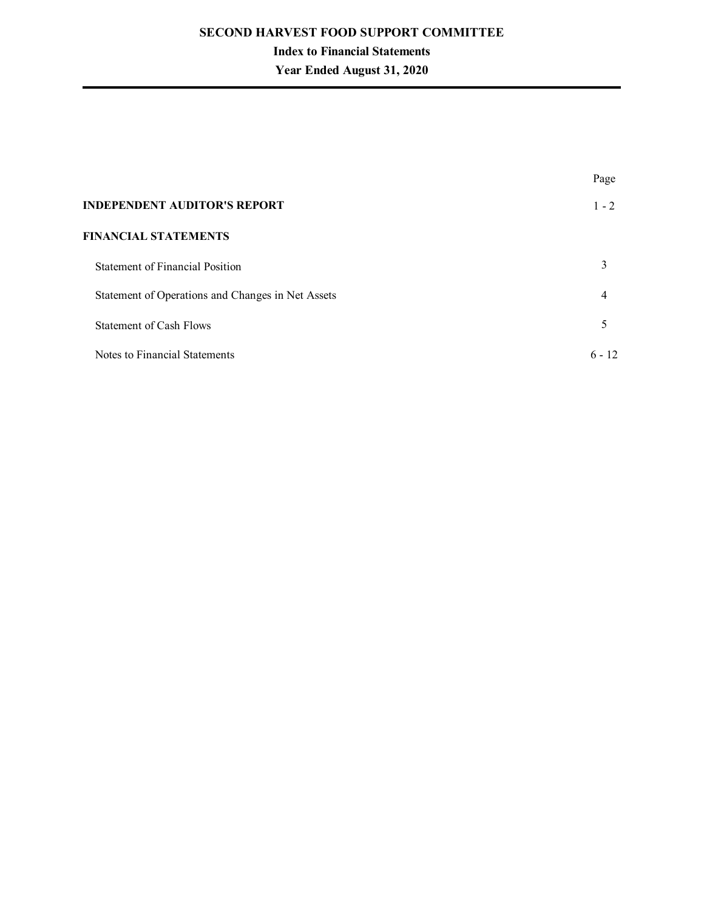# SECOND HARVEST FOOD SUPPORT COMMITTEE

## Index to Financial Statements

### Year Ended August 31, 2020

| | Page |
|---|---|
| **INDEPENDENT AUDITOR'S REPORT** | 1 - 2 |
| **FINANCIAL STATEMENTS** | |
| Statement of Financial Position | 3 |
| Statement of Operations and Changes in Net Assets | 4 |
| Statement of Cash Flows | 5 |
| Notes to Financial Statements | 6 - 12 |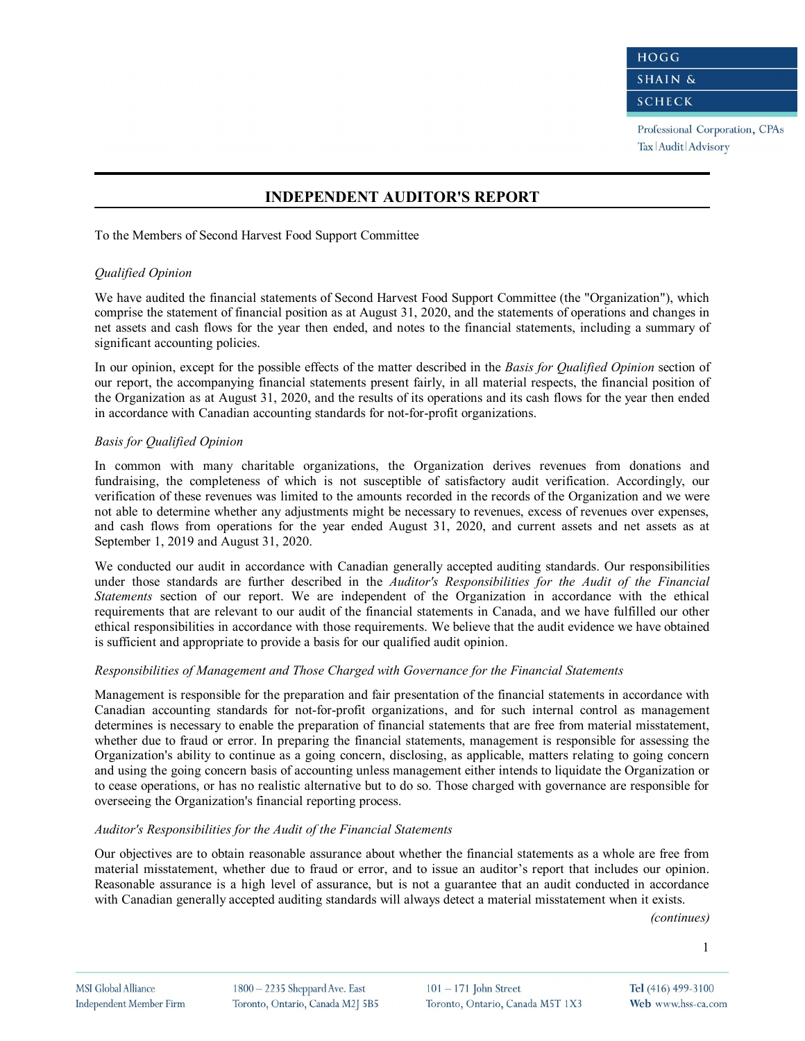# INDEPENDENT AUDITOR'S REPORT

To the Members of Second Harvest Food Support Committee

*Qualified Opinion*

We have audited the financial statements of Second Harvest Food Support Committee (the "Organization"), which comprise the statement of financial position as at August 31, 2020, and the statements of operations and changes in net assets and cash flows for the year then ended, and notes to the financial statements, including a summary of significant accounting policies.

In our opinion, except for the possible effects of the matter described in the *Basis for Qualified Opinion* section of our report, the accompanying financial statements present fairly, in all material respects, the financial position of the Organization as at August 31, 2020, and the results of its operations and its cash flows for the year then ended in accordance with Canadian accounting standards for not-for-profit organizations.

*Basis for Qualified Opinion*

In common with many charitable organizations, the Organization derives revenues from donations and fundraising, the completeness of which is not susceptible of satisfactory audit verification. Accordingly, our verification of these revenues was limited to the amounts recorded in the records of the Organization and we were not able to determine whether any adjustments might be necessary to revenues, excess of revenues over expenses, and cash flows from operations for the year ended August 31, 2020, and current assets and net assets as at September 1, 2019 and August 31, 2020.

We conducted our audit in accordance with Canadian generally accepted auditing standards. Our responsibilities under those standards are further described in the *Auditor's Responsibilities for the Audit of the Financial Statements* section of our report. We are independent of the Organization in accordance with the ethical requirements that are relevant to our audit of the financial statements in Canada, and we have fulfilled our other ethical responsibilities in accordance with those requirements. We believe that the audit evidence we have obtained is sufficient and appropriate to provide a basis for our qualified audit opinion.

*Responsibilities of Management and Those Charged with Governance for the Financial Statements*

Management is responsible for the preparation and fair presentation of the financial statements in accordance with Canadian accounting standards for not-for-profit organizations, and for such internal control as management determines is necessary to enable the preparation of financial statements that are free from material misstatement, whether due to fraud or error. In preparing the financial statements, management is responsible for assessing the Organization's ability to continue as a going concern, disclosing, as applicable, matters relating to going concern and using the going concern basis of accounting unless management either intends to liquidate the Organization or to cease operations, or has no realistic alternative but to do so. Those charged with governance are responsible for overseeing the Organization's financial reporting process.

*Auditor's Responsibilities for the Audit of the Financial Statements*

Our objectives are to obtain reasonable assurance about whether the financial statements as a whole are free from material misstatement, whether due to fraud or error, and to issue an auditor's report that includes our opinion. Reasonable assurance is a high level of assurance, but is not a guarantee that an audit conducted in accordance with Canadian generally accepted auditing standards will always detect a material misstatement when it exists.

*(continues)*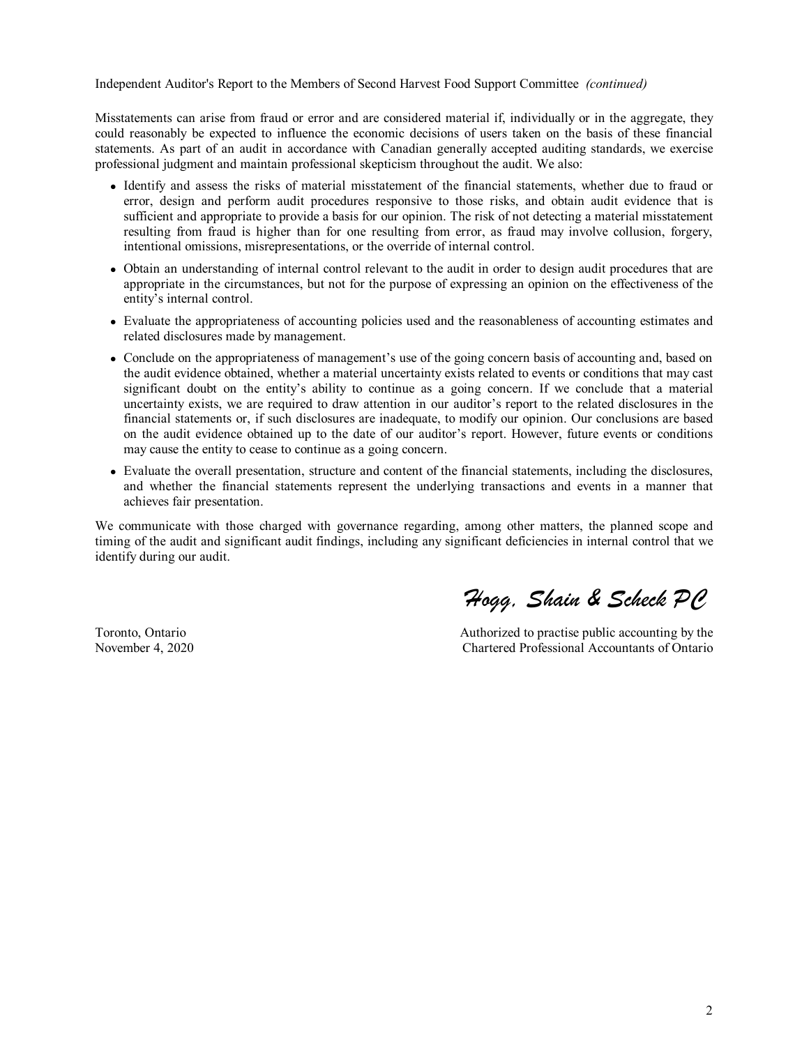Independent Auditor's Report to the Members of Second Harvest Food Support Committee *(continued)*

Misstatements can arise from fraud or error and are considered material if, individually or in the aggregate, they could reasonably be expected to influence the economic decisions of users taken on the basis of these financial statements. As part of an audit in accordance with Canadian generally accepted auditing standards, we exercise professional judgment and maintain professional skepticism throughout the audit. We also:

- Identify and assess the risks of material misstatement of the financial statements, whether due to fraud or error, design and perform audit procedures responsive to those risks, and obtain audit evidence that is sufficient and appropriate to provide a basis for our opinion. The risk of not detecting a material misstatement resulting from fraud is higher than for one resulting from error, as fraud may involve collusion, forgery, intentional omissions, misrepresentations, or the override of internal control.
- Obtain an understanding of internal control relevant to the audit in order to design audit procedures that are appropriate in the circumstances, but not for the purpose of expressing an opinion on the effectiveness of the entity's internal control.
- Evaluate the appropriateness of accounting policies used and the reasonableness of accounting estimates and related disclosures made by management.
- Conclude on the appropriateness of management's use of the going concern basis of accounting and, based on the audit evidence obtained, whether a material uncertainty exists related to events or conditions that may cast significant doubt on the entity's ability to continue as a going concern. If we conclude that a material uncertainty exists, we are required to draw attention in our auditor's report to the related disclosures in the financial statements or, if such disclosures are inadequate, to modify our opinion. Our conclusions are based on the audit evidence obtained up to the date of our auditor's report. However, future events or conditions may cause the entity to cease to continue as a going concern.
- Evaluate the overall presentation, structure and content of the financial statements, including the disclosures, and whether the financial statements represent the underlying transactions and events in a manner that achieves fair presentation.

We communicate with those charged with governance regarding, among other matters, the planned scope and timing of the audit and significant audit findings, including any significant deficiencies in internal control that we identify during our audit.

*Hogg, Shain & Scheck PC*

Toronto, Ontario
November 4, 2020

Authorized to practise public accounting by the
Chartered Professional Accountants of Ontario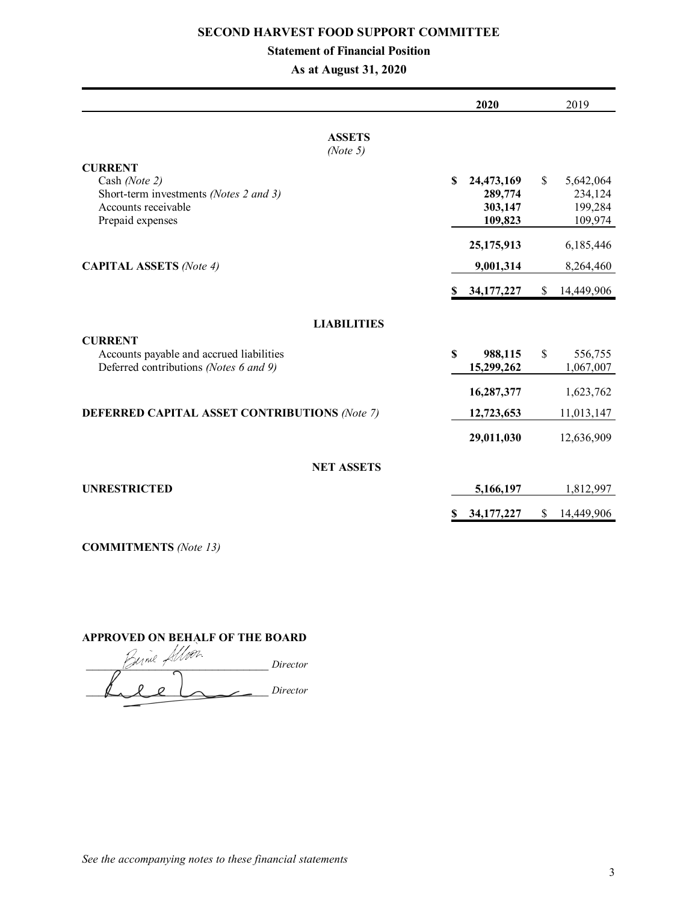# SECOND HARVEST FOOD SUPPORT COMMITTEE

## Statement of Financial Position

### As at August 31, 2020

| | 2020 | 2019 |
|---|---|---|
| **ASSETS** *(Note 5)* | | |
| **CURRENT** | | |
| Cash *(Note 2)* | **$ 24,473,169** | $ 5,642,064 |
| Short-term investments *(Notes 2 and 3)* | **289,774** | 234,124 |
| Accounts receivable | **303,147** | 199,284 |
| Prepaid expenses | **109,823** | 109,974 |
| | **25,175,913** | 6,185,446 |
| **CAPITAL ASSETS** *(Note 4)* | **9,001,314** | 8,264,460 |
| | **$ 34,177,227** | $ 14,449,906 |
| **LIABILITIES** | | |
| **CURRENT** | | |
| Accounts payable and accrued liabilities | **$ 988,115** | $ 556,755 |
| Deferred contributions *(Notes 6 and 9)* | **15,299,262** | 1,067,007 |
| | **16,287,377** | 1,623,762 |
| **DEFERRED CAPITAL ASSET CONTRIBUTIONS** *(Note 7)* | **12,723,653** | 11,013,147 |
| | **29,011,030** | 12,636,909 |
| **NET ASSETS** | | |
| **UNRESTRICTED** | **5,166,197** | 1,812,997 |
| | **$ 34,177,227** | $ 14,449,906 |

**COMMITMENTS** *(Note 13)*

**APPROVED ON BEHALF OF THE BOARD**

_______________________________ *Director*

_______________________________ *Director*

*See the accompanying notes to these financial statements*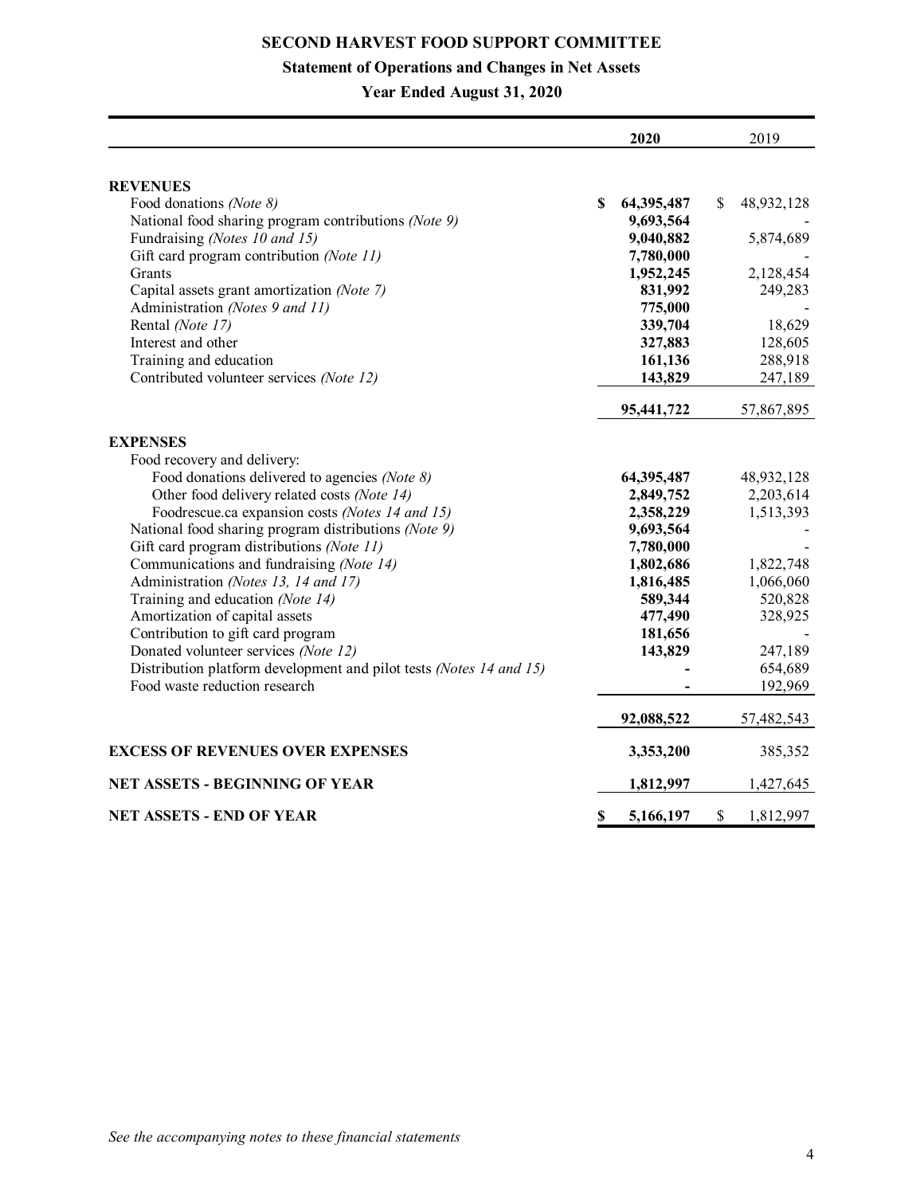# SECOND HARVEST FOOD SUPPORT COMMITTEE

## Statement of Operations and Changes in Net Assets

### Year Ended August 31, 2020

| | 2020 | 2019 |
|---|---|---|
| **REVENUES** | | |
| Food donations *(Note 8)* | **$ 64,395,487** | $ 48,932,128 |
| National food sharing program contributions *(Note 9)* | **9,693,564** | - |
| Fundraising *(Notes 10 and 15)* | **9,040,882** | 5,874,689 |
| Gift card program contribution *(Note 11)* | **7,780,000** | - |
| Grants | **1,952,245** | 2,128,454 |
| Capital assets grant amortization *(Note 7)* | **831,992** | 249,283 |
| Administration *(Notes 9 and 11)* | **775,000** | - |
| Rental *(Note 17)* | **339,704** | 18,629 |
| Interest and other | **327,883** | 128,605 |
| Training and education | **161,136** | 288,918 |
| Contributed volunteer services *(Note 12)* | **143,829** | 247,189 |
| | **95,441,722** | 57,867,895 |
| **EXPENSES** | | |
| Food recovery and delivery: | | |
| Food donations delivered to agencies *(Note 8)* | **64,395,487** | 48,932,128 |
| Other food delivery related costs *(Note 14)* | **2,849,752** | 2,203,614 |
| Foodrescue.ca expansion costs *(Notes 14 and 15)* | **2,358,229** | 1,513,393 |
| National food sharing program distributions *(Note 9)* | **9,693,564** | - |
| Gift card program distributions *(Note 11)* | **7,780,000** | - |
| Communications and fundraising *(Note 14)* | **1,802,686** | 1,822,748 |
| Administration *(Notes 13, 14 and 17)* | **1,816,485** | 1,066,060 |
| Training and education *(Note 14)* | **589,344** | 520,828 |
| Amortization of capital assets | **477,490** | 328,925 |
| Contribution to gift card program | **181,656** | - |
| Donated volunteer services *(Note 12)* | **143,829** | 247,189 |
| Distribution platform development and pilot tests *(Notes 14 and 15)* | **-** | 654,689 |
| Food waste reduction research | **-** | 192,969 |
| | **92,088,522** | 57,482,543 |
| **EXCESS OF REVENUES OVER EXPENSES** | **3,353,200** | 385,352 |
| **NET ASSETS - BEGINNING OF YEAR** | **1,812,997** | 1,427,645 |
| **NET ASSETS - END OF YEAR** | **$ 5,166,197** | $ 1,812,997 |

*See the accompanying notes to these financial statements*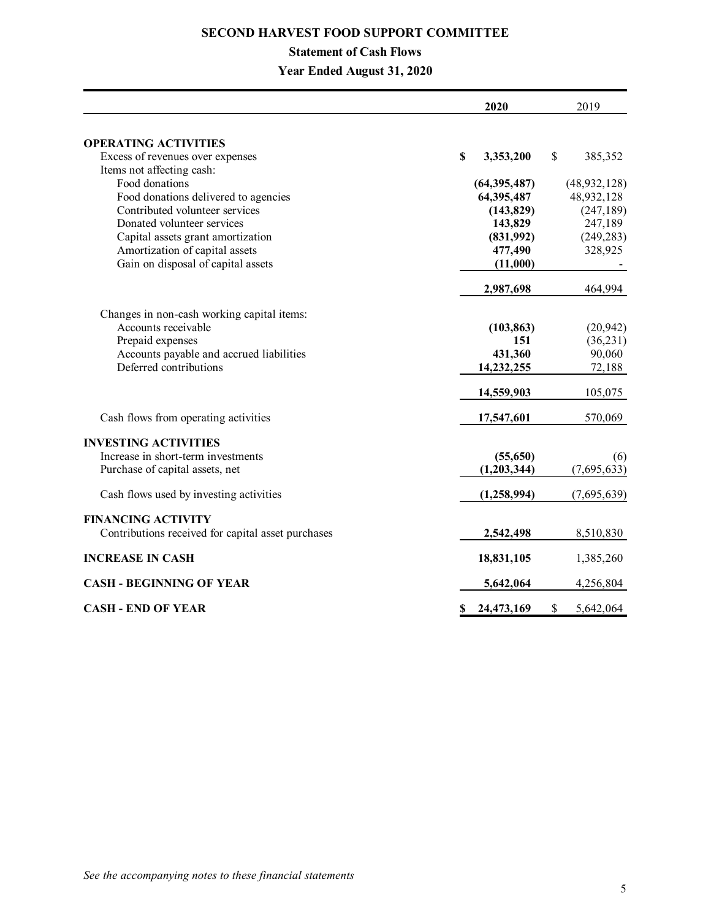# SECOND HARVEST FOOD SUPPORT COMMITTEE

## Statement of Cash Flows

### Year Ended August 31, 2020

| | **2020** | 2019 |
|---|---|---|
| **OPERATING ACTIVITIES** | | |
| Excess of revenues over expenses | **$ 3,353,200** | $ 385,352 |
| Items not affecting cash: | | |
| Food donations | **(64,395,487)** | (48,932,128) |
| Food donations delivered to agencies | **64,395,487** | 48,932,128 |
| Contributed volunteer services | **(143,829)** | (247,189) |
| Donated volunteer services | **143,829** | 247,189 |
| Capital assets grant amortization | **(831,992)** | (249,283) |
| Amortization of capital assets | **477,490** | 328,925 |
| Gain on disposal of capital assets | **(11,000)** | - |
| | **2,987,698** | 464,994 |
| Changes in non-cash working capital items: | | |
| Accounts receivable | **(103,863)** | (20,942) |
| Prepaid expenses | **151** | (36,231) |
| Accounts payable and accrued liabilities | **431,360** | 90,060 |
| Deferred contributions | **14,232,255** | 72,188 |
| | **14,559,903** | 105,075 |
| Cash flows from operating activities | **17,547,601** | 570,069 |
| **INVESTING ACTIVITIES** | | |
| Increase in short-term investments | **(55,650)** | (6) |
| Purchase of capital assets, net | **(1,203,344)** | (7,695,633) |
| Cash flows used by investing activities | **(1,258,994)** | (7,695,639) |
| **FINANCING ACTIVITY** | | |
| Contributions received for capital asset purchases | **2,542,498** | 8,510,830 |
| **INCREASE IN CASH** | **18,831,105** | 1,385,260 |
| **CASH - BEGINNING OF YEAR** | **5,642,064** | 4,256,804 |
| **CASH - END OF YEAR** | **$ 24,473,169** | $ 5,642,064 |

*See the accompanying notes to these financial statements*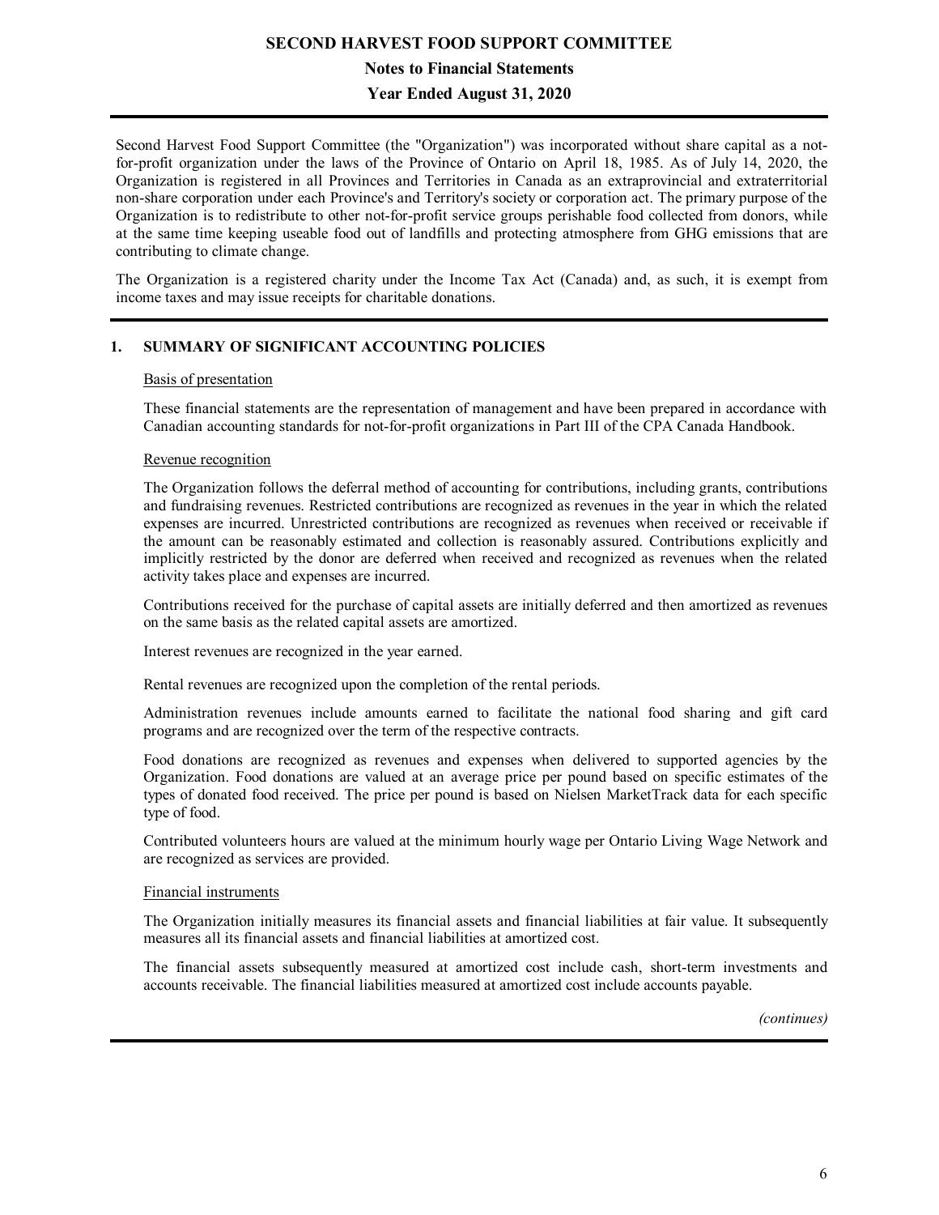Second Harvest Food Support Committee (the "Organization") was incorporated without share capital as a not-for-profit organization under the laws of the Province of Ontario on April 18, 1985. As of July 14, 2020, the Organization is registered in all Provinces and Territories in Canada as an extraprovincial and extraterritorial non-share corporation under each Province's and Territory's society or corporation act. The primary purpose of the Organization is to redistribute to other not-for-profit service groups perishable food collected from donors, while at the same time keeping useable food out of landfills and protecting atmosphere from GHG emissions that are contributing to climate change.

The Organization is a registered charity under the Income Tax Act (Canada) and, as such, it is exempt from income taxes and may issue receipts for charitable donations.

## 1. SUMMARY OF SIGNIFICANT ACCOUNTING POLICIES

### Basis of presentation

These financial statements are the representation of management and have been prepared in accordance with Canadian accounting standards for not-for-profit organizations in Part III of the CPA Canada Handbook.

### Revenue recognition

The Organization follows the deferral method of accounting for contributions, including grants, contributions and fundraising revenues. Restricted contributions are recognized as revenues in the year in which the related expenses are incurred. Unrestricted contributions are recognized as revenues when received or receivable if the amount can be reasonably estimated and collection is reasonably assured. Contributions explicitly and implicitly restricted by the donor are deferred when received and recognized as revenues when the related activity takes place and expenses are incurred.

Contributions received for the purchase of capital assets are initially deferred and then amortized as revenues on the same basis as the related capital assets are amortized.

Interest revenues are recognized in the year earned.

Rental revenues are recognized upon the completion of the rental periods.

Administration revenues include amounts earned to facilitate the national food sharing and gift card programs and are recognized over the term of the respective contracts.

Food donations are recognized as revenues and expenses when delivered to supported agencies by the Organization. Food donations are valued at an average price per pound based on specific estimates of the types of donated food received. The price per pound is based on Nielsen MarketTrack data for each specific type of food.

Contributed volunteers hours are valued at the minimum hourly wage per Ontario Living Wage Network and are recognized as services are provided.

### Financial instruments

The Organization initially measures its financial assets and financial liabilities at fair value. It subsequently measures all its financial assets and financial liabilities at amortized cost.

The financial assets subsequently measured at amortized cost include cash, short-term investments and accounts receivable. The financial liabilities measured at amortized cost include accounts payable.

*(continues)*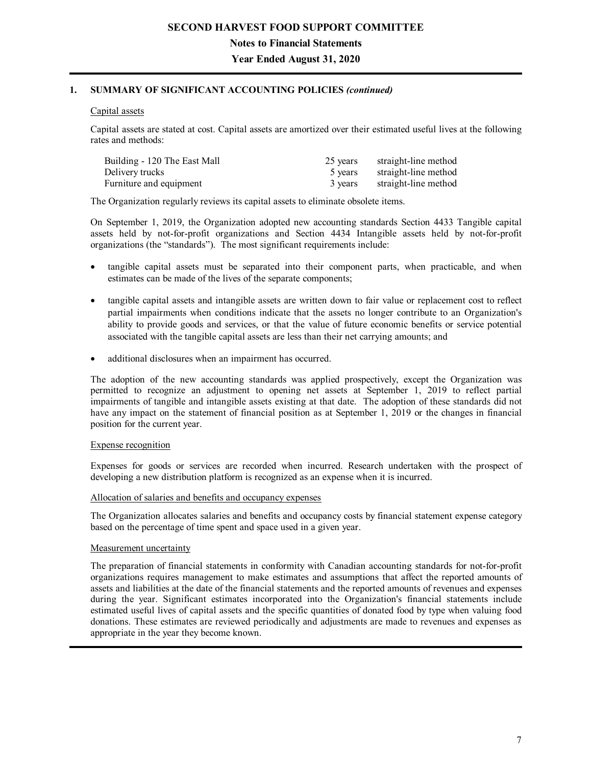# SECOND HARVEST FOOD SUPPORT COMMITTEE

## Notes to Financial Statements

## Year Ended August 31, 2020

### 1. SUMMARY OF SIGNIFICANT ACCOUNTING POLICIES *(continued)*

Capital assets

Capital assets are stated at cost. Capital assets are amortized over their estimated useful lives at the following rates and methods:

| | | |
|---|---|---|
| Building - 120 The East Mall | 25 years | straight-line method |
| Delivery trucks | 5 years | straight-line method |
| Furniture and equipment | 3 years | straight-line method |

The Organization regularly reviews its capital assets to eliminate obsolete items.

On September 1, 2019, the Organization adopted new accounting standards Section 4433 Tangible capital assets held by not-for-profit organizations and Section 4434 Intangible assets held by not-for-profit organizations (the "standards"). The most significant requirements include:

- tangible capital assets must be separated into their component parts, when practicable, and when estimates can be made of the lives of the separate components;
- tangible capital assets and intangible assets are written down to fair value or replacement cost to reflect partial impairments when conditions indicate that the assets no longer contribute to an Organization's ability to provide goods and services, or that the value of future economic benefits or service potential associated with the tangible capital assets are less than their net carrying amounts; and
- additional disclosures when an impairment has occurred.

The adoption of the new accounting standards was applied prospectively, except the Organization was permitted to recognize an adjustment to opening net assets at September 1, 2019 to reflect partial impairments of tangible and intangible assets existing at that date. The adoption of these standards did not have any impact on the statement of financial position as at September 1, 2019 or the changes in financial position for the current year.

Expense recognition

Expenses for goods or services are recorded when incurred. Research undertaken with the prospect of developing a new distribution platform is recognized as an expense when it is incurred.

Allocation of salaries and benefits and occupancy expenses

The Organization allocates salaries and benefits and occupancy costs by financial statement expense category based on the percentage of time spent and space used in a given year.

Measurement uncertainty

The preparation of financial statements in conformity with Canadian accounting standards for not-for-profit organizations requires management to make estimates and assumptions that affect the reported amounts of assets and liabilities at the date of the financial statements and the reported amounts of revenues and expenses during the year. Significant estimates incorporated into the Organization's financial statements include estimated useful lives of capital assets and the specific quantities of donated food by type when valuing food donations. These estimates are reviewed periodically and adjustments are made to revenues and expenses as appropriate in the year they become known.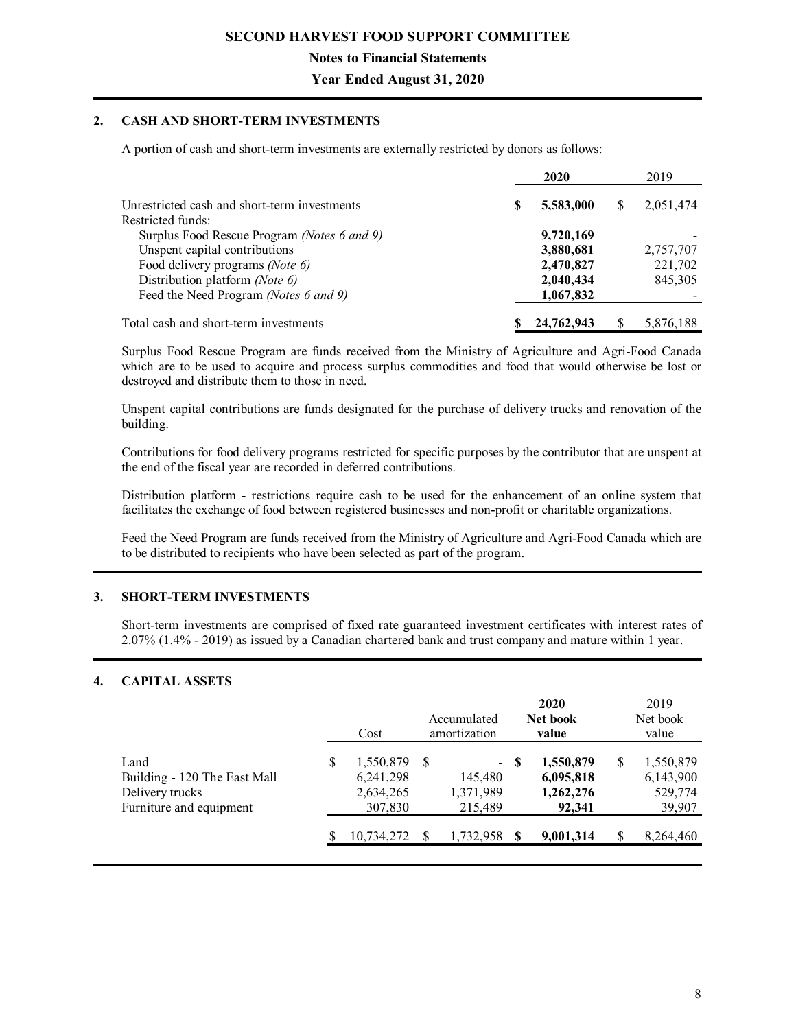## 2. CASH AND SHORT-TERM INVESTMENTS

A portion of cash and short-term investments are externally restricted by donors as follows:

| | 2020 | 2019 |
|---|---|---|
| Unrestricted cash and short-term investments | $ 5,583,000 | $ 2,051,474 |
| Restricted funds: | | |
| Surplus Food Rescue Program *(Notes 6 and 9)* | 9,720,169 | - |
| Unspent capital contributions | 3,880,681 | 2,757,707 |
| Food delivery programs *(Note 6)* | 2,470,827 | 221,702 |
| Distribution platform *(Note 6)* | 2,040,434 | 845,305 |
| Feed the Need Program *(Notes 6 and 9)* | 1,067,832 | - |
| Total cash and short-term investments | $ 24,762,943 | $ 5,876,188 |

Surplus Food Rescue Program are funds received from the Ministry of Agriculture and Agri-Food Canada which are to be used to acquire and process surplus commodities and food that would otherwise be lost or destroyed and distribute them to those in need.

Unspent capital contributions are funds designated for the purchase of delivery trucks and renovation of the building.

Contributions for food delivery programs restricted for specific purposes by the contributor that are unspent at the end of the fiscal year are recorded in deferred contributions.

Distribution platform - restrictions require cash to be used for the enhancement of an online system that facilitates the exchange of food between registered businesses and non-profit or charitable organizations.

Feed the Need Program are funds received from the Ministry of Agriculture and Agri-Food Canada which are to be distributed to recipients who have been selected as part of the program.

## 3. SHORT-TERM INVESTMENTS

Short-term investments are comprised of fixed rate guaranteed investment certificates with interest rates of 2.07% (1.4% - 2019) as issued by a Canadian chartered bank and trust company and mature within 1 year.

## 4. CAPITAL ASSETS

| | Cost | Accumulated amortization | 2020 Net book value | 2019 Net book value |
|---|---|---|---|---|
| Land | $ 1,550,879 | $ - | $ 1,550,879 | $ 1,550,879 |
| Building - 120 The East Mall | 6,241,298 | 145,480 | 6,095,818 | 6,143,900 |
| Delivery trucks | 2,634,265 | 1,371,989 | 1,262,276 | 529,774 |
| Furniture and equipment | 307,830 | 215,489 | 92,341 | 39,907 |
| | $ 10,734,272 | $ 1,732,958 | $ 9,001,314 | $ 8,264,460 |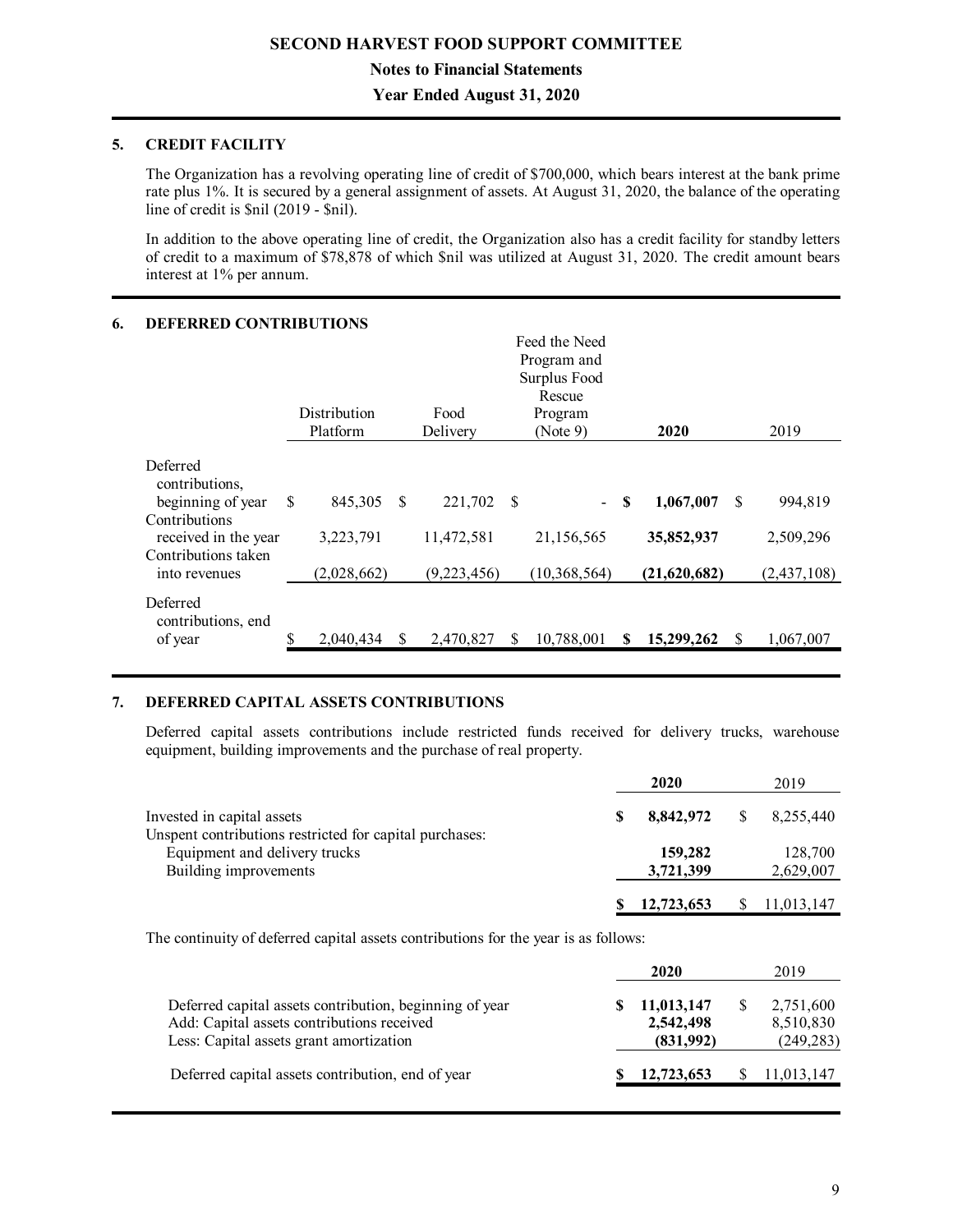## 5. CREDIT FACILITY

The Organization has a revolving operating line of credit of $700,000, which bears interest at the bank prime rate plus 1%. It is secured by a general assignment of assets. At August 31, 2020, the balance of the operating line of credit is $nil (2019 - $nil).

In addition to the above operating line of credit, the Organization also has a credit facility for standby letters of credit to a maximum of $78,878 of which $nil was utilized at August 31, 2020. The credit amount bears interest at 1% per annum.

## 6. DEFERRED CONTRIBUTIONS

| | Distribution Platform | Food Delivery | Feed the Need Program and Surplus Food Rescue Program (Note 9) | **2020** | 2019 |
|---|---|---|---|---|---|
| Deferred contributions, beginning of year | $ 845,305 | $ 221,702 | $ - | **$ 1,067,007** | $ 994,819 |
| Contributions received in the year | 3,223,791 | 11,472,581 | 21,156,565 | **35,852,937** | 2,509,296 |
| Contributions taken into revenues | (2,028,662) | (9,223,456) | (10,368,564) | **(21,620,682)** | (2,437,108) |
| Deferred contributions, end of year | $ 2,040,434 | $ 2,470,827 | $ 10,788,001 | **$ 15,299,262** | $ 1,067,007 |

## 7. DEFERRED CAPITAL ASSETS CONTRIBUTIONS

Deferred capital assets contributions include restricted funds received for delivery trucks, warehouse equipment, building improvements and the purchase of real property.

| | **2020** | 2019 |
|---|---|---|
| Invested in capital assets | **$ 8,842,972** | $ 8,255,440 |
| Unspent contributions restricted for capital purchases: | | |
| Equipment and delivery trucks | **159,282** | 128,700 |
| Building improvements | **3,721,399** | 2,629,007 |
| | **$ 12,723,653** | $ 11,013,147 |

The continuity of deferred capital assets contributions for the year is as follows:

| | **2020** | 2019 |
|---|---|---|
| Deferred capital assets contribution, beginning of year | **$ 11,013,147** | $ 2,751,600 |
| Add: Capital assets contributions received | **2,542,498** | 8,510,830 |
| Less: Capital assets grant amortization | **(831,992)** | (249,283) |
| Deferred capital assets contribution, end of year | **$ 12,723,653** | $ 11,013,147 |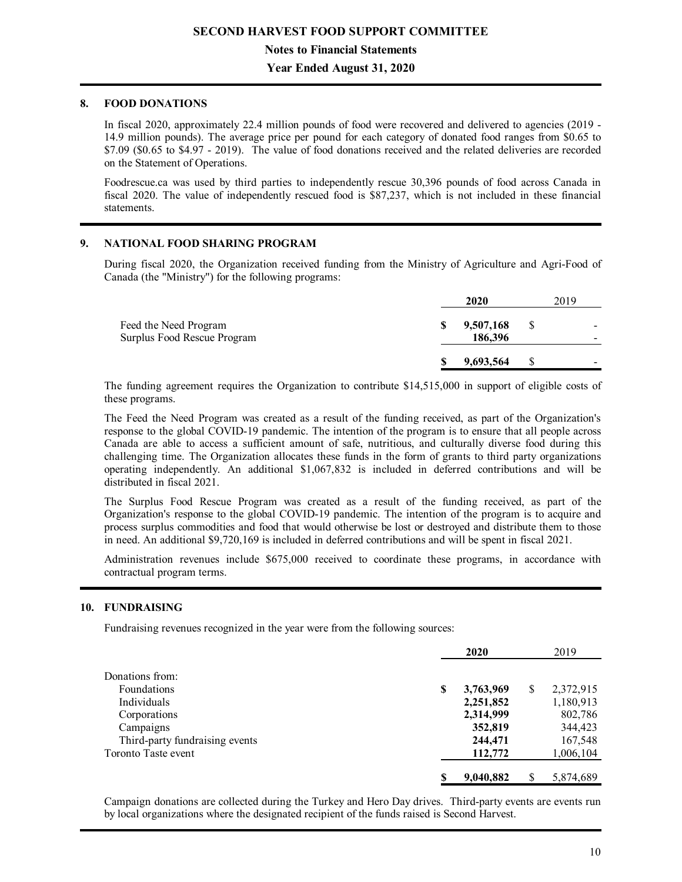## 8. FOOD DONATIONS

In fiscal 2020, approximately 22.4 million pounds of food were recovered and delivered to agencies (2019 - 14.9 million pounds). The average price per pound for each category of donated food ranges from $0.65 to $7.09 ($0.65 to $4.97 - 2019). The value of food donations received and the related deliveries are recorded on the Statement of Operations.

Foodrescue.ca was used by third parties to independently rescue 30,396 pounds of food across Canada in fiscal 2020. The value of independently rescued food is $87,237, which is not included in these financial statements.

## 9. NATIONAL FOOD SHARING PROGRAM

During fiscal 2020, the Organization received funding from the Ministry of Agriculture and Agri-Food of Canada (the "Ministry") for the following programs:

| | 2020 | 2019 |
|---|---|---|
| Feed the Need Program | $ 9,507,168 | $ - |
| Surplus Food Rescue Program | 186,396 | - |
| | $ 9,693,564 | $ - |

The funding agreement requires the Organization to contribute $14,515,000 in support of eligible costs of these programs.

The Feed the Need Program was created as a result of the funding received, as part of the Organization's response to the global COVID-19 pandemic. The intention of the program is to ensure that all people across Canada are able to access a sufficient amount of safe, nutritious, and culturally diverse food during this challenging time. The Organization allocates these funds in the form of grants to third party organizations operating independently. An additional $1,067,832 is included in deferred contributions and will be distributed in fiscal 2021.

The Surplus Food Rescue Program was created as a result of the funding received, as part of the Organization's response to the global COVID-19 pandemic. The intention of the program is to acquire and process surplus commodities and food that would otherwise be lost or destroyed and distribute them to those in need. An additional $9,720,169 is included in deferred contributions and will be spent in fiscal 2021.

Administration revenues include $675,000 received to coordinate these programs, in accordance with contractual program terms.

## 10. FUNDRAISING

Fundraising revenues recognized in the year were from the following sources:

| | 2020 | 2019 |
|---|---|---|
| Donations from: | | |
| Foundations | $ 3,763,969 | $ 2,372,915 |
| Individuals | 2,251,852 | 1,180,913 |
| Corporations | 2,314,999 | 802,786 |
| Campaigns | 352,819 | 344,423 |
| Third-party fundraising events | 244,471 | 167,548 |
| Toronto Taste event | 112,772 | 1,006,104 |
| | $ 9,040,882 | $ 5,874,689 |

Campaign donations are collected during the Turkey and Hero Day drives. Third-party events are events run by local organizations where the designated recipient of the funds raised is Second Harvest.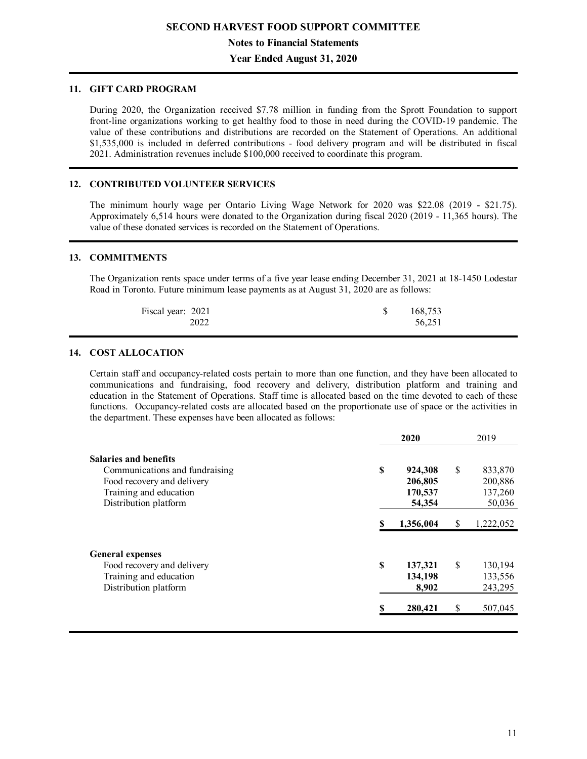## 11. GIFT CARD PROGRAM

During 2020, the Organization received $7.78 million in funding from the Sprott Foundation to support front-line organizations working to get healthy food to those in need during the COVID-19 pandemic. The value of these contributions and distributions are recorded on the Statement of Operations. An additional $1,535,000 is included in deferred contributions - food delivery program and will be distributed in fiscal 2021. Administration revenues include $100,000 received to coordinate this program.

## 12. CONTRIBUTED VOLUNTEER SERVICES

The minimum hourly wage per Ontario Living Wage Network for 2020 was $22.08 (2019 - $21.75). Approximately 6,514 hours were donated to the Organization during fiscal 2020 (2019 - 11,365 hours). The value of these donated services is recorded on the Statement of Operations.

## 13. COMMITMENTS

The Organization rents space under terms of a five year lease ending December 31, 2021 at 18-1450 Lodestar Road in Toronto. Future minimum lease payments as at August 31, 2020 are as follows:

| Fiscal year | |
|---|---|
| 2021 | $ 168,753 |
| 2022 | 56,251 |

## 14. COST ALLOCATION

Certain staff and occupancy-related costs pertain to more than one function, and they have been allocated to communications and fundraising, food recovery and delivery, distribution platform and training and education in the Statement of Operations. Staff time is allocated based on the time devoted to each of these functions. Occupancy-related costs are allocated based on the proportionate use of space or the activities in the department. These expenses have been allocated as follows:

| | **2020** | 2019 |
|---|---|---|
| **Salaries and benefits** | | |
| Communications and fundraising | **$ 924,308** | $ 833,870 |
| Food recovery and delivery | **206,805** | 200,886 |
| Training and education | **170,537** | 137,260 |
| Distribution platform | **54,354** | 50,036 |
| | **$ 1,356,004** | $ 1,222,052 |
| **General expenses** | | |
| Food recovery and delivery | **$ 137,321** | $ 130,194 |
| Training and education | **134,198** | 133,556 |
| Distribution platform | **8,902** | 243,295 |
| | **$ 280,421** | $ 507,045 |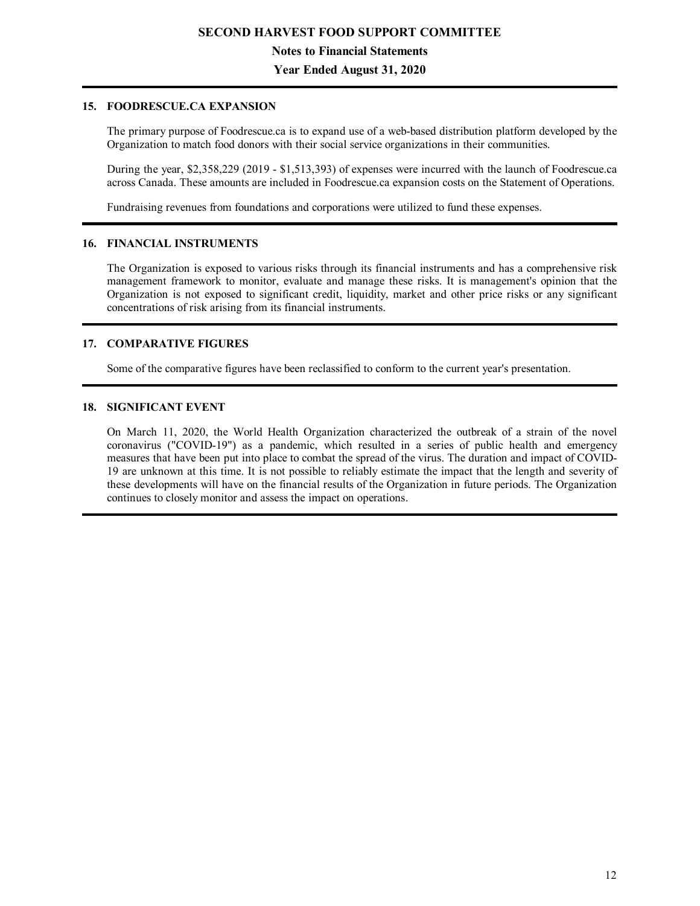## 15. FOODRESCUE.CA EXPANSION

The primary purpose of Foodrescue.ca is to expand use of a web-based distribution platform developed by the Organization to match food donors with their social service organizations in their communities.

During the year, $2,358,229 (2019 - $1,513,393) of expenses were incurred with the launch of Foodrescue.ca across Canada. These amounts are included in Foodrescue.ca expansion costs on the Statement of Operations.

Fundraising revenues from foundations and corporations were utilized to fund these expenses.

## 16. FINANCIAL INSTRUMENTS

The Organization is exposed to various risks through its financial instruments and has a comprehensive risk management framework to monitor, evaluate and manage these risks. It is management's opinion that the Organization is not exposed to significant credit, liquidity, market and other price risks or any significant concentrations of risk arising from its financial instruments.

## 17. COMPARATIVE FIGURES

Some of the comparative figures have been reclassified to conform to the current year's presentation.

## 18. SIGNIFICANT EVENT

On March 11, 2020, the World Health Organization characterized the outbreak of a strain of the novel coronavirus ("COVID-19") as a pandemic, which resulted in a series of public health and emergency measures that have been put into place to combat the spread of the virus. The duration and impact of COVID-19 are unknown at this time. It is not possible to reliably estimate the impact that the length and severity of these developments will have on the financial results of the Organization in future periods. The Organization continues to closely monitor and assess the impact on operations.